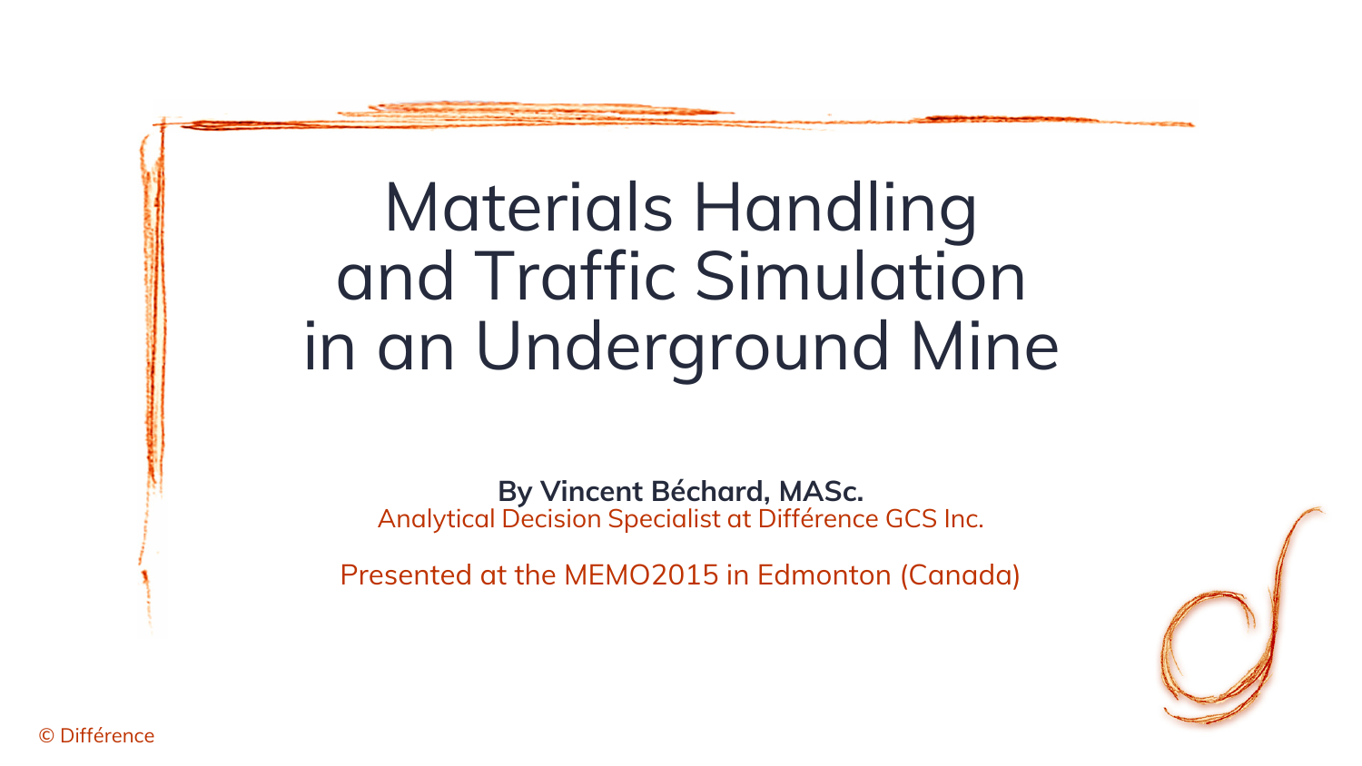# Materials Handling and Traffic Simulation in an Underground Mine

**By Vincent Béchard, MASc.**
Analytical Decision Specialist at Différence GCS Inc.

Presented at the MEMO2015 in Edmonton (Canada)

© Différence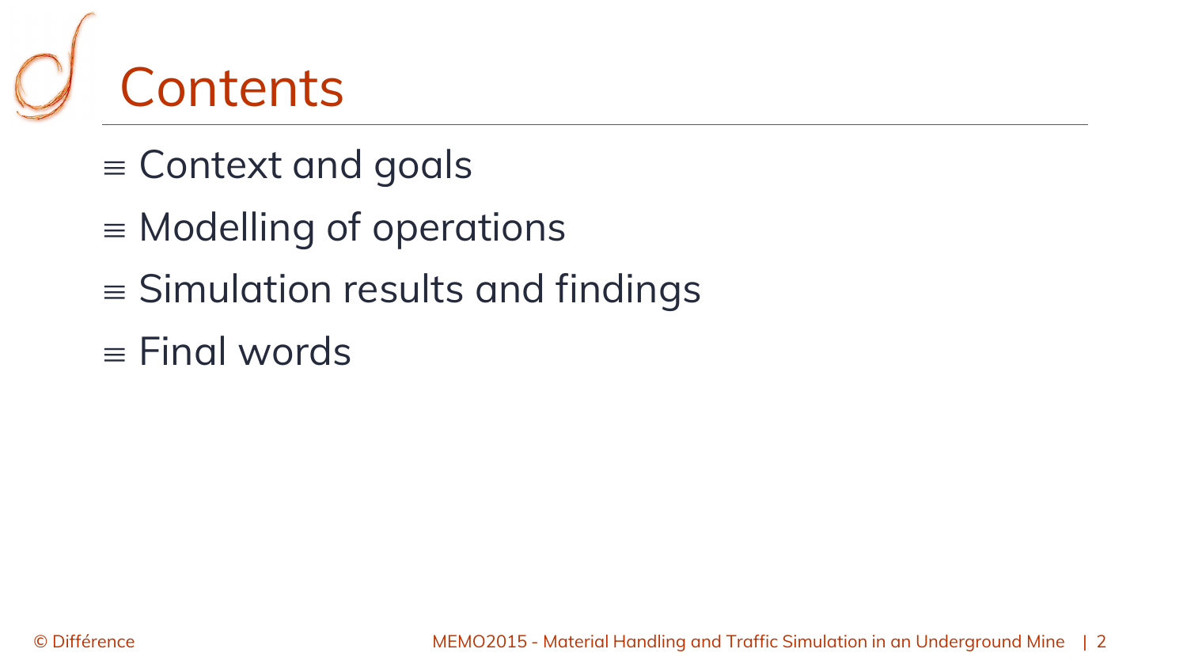# Contents

- Context and goals
- Modelling of operations
- Simulation results and findings
- Final words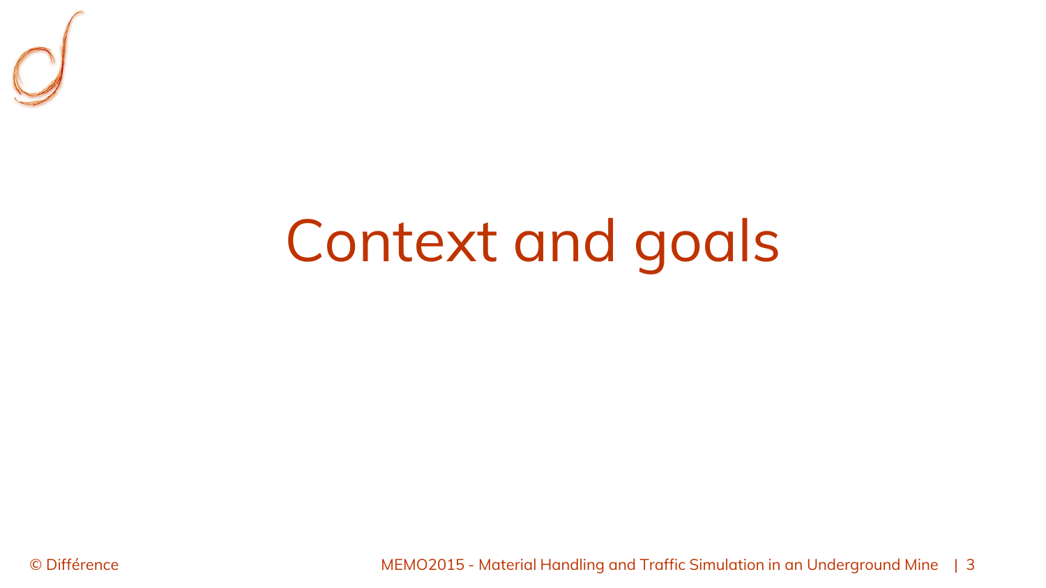# Context and goals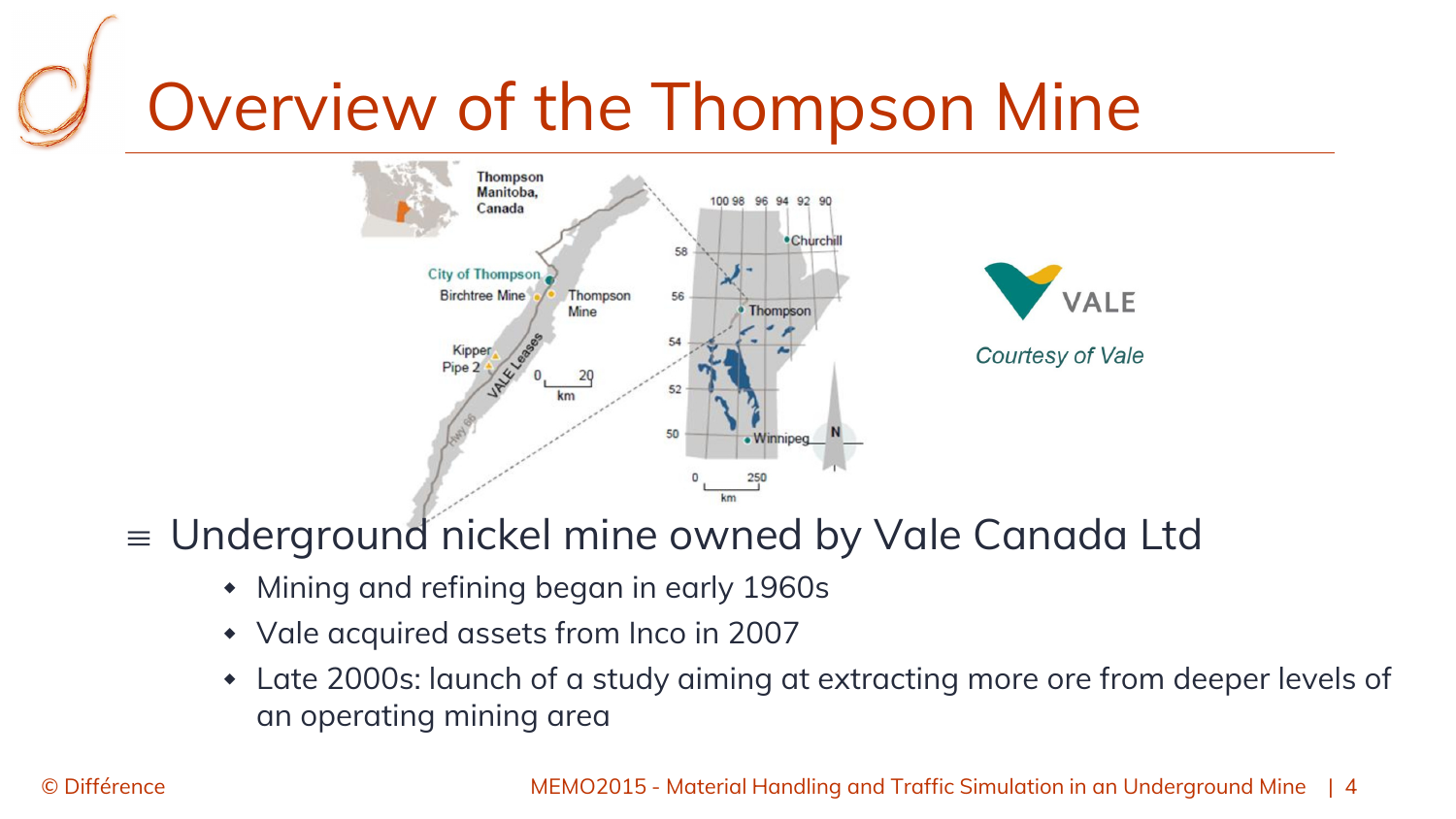# Overview of the Thompson Mine

*Courtesy of Vale*

- Underground nickel mine owned by Vale Canada Ltd
  - Mining and refining began in early 1960s
  - Vale acquired assets from Inco in 2007
  - Late 2000s: launch of a study aiming at extracting more ore from deeper levels of an operating mining area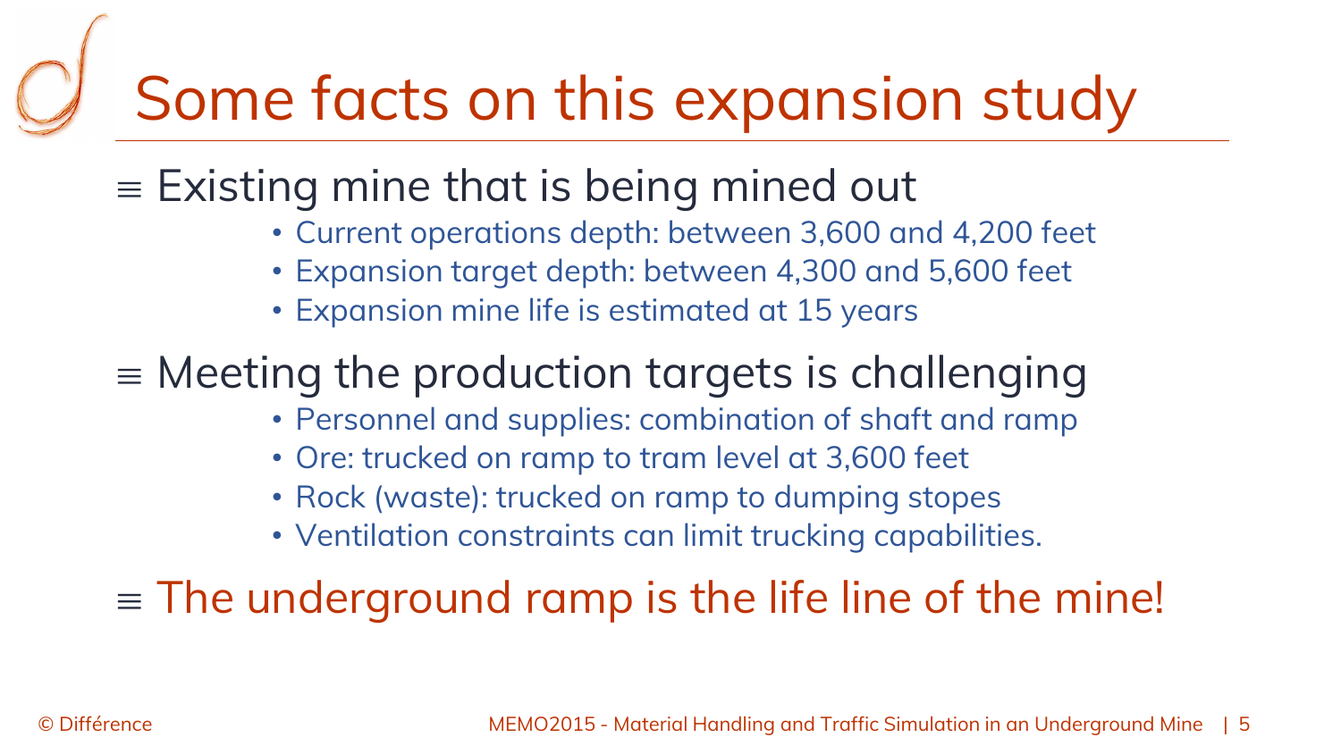# Some facts on this expansion study

- Existing mine that is being mined out
  - Current operations depth: between 3,600 and 4,200 feet
  - Expansion target depth: between 4,300 and 5,600 feet
  - Expansion mine life is estimated at 15 years
- Meeting the production targets is challenging
  - Personnel and supplies: combination of shaft and ramp
  - Ore: trucked on ramp to tram level at 3,600 feet
  - Rock (waste): trucked on ramp to dumping stopes
  - Ventilation constraints can limit trucking capabilities.
- The underground ramp is the life line of the mine!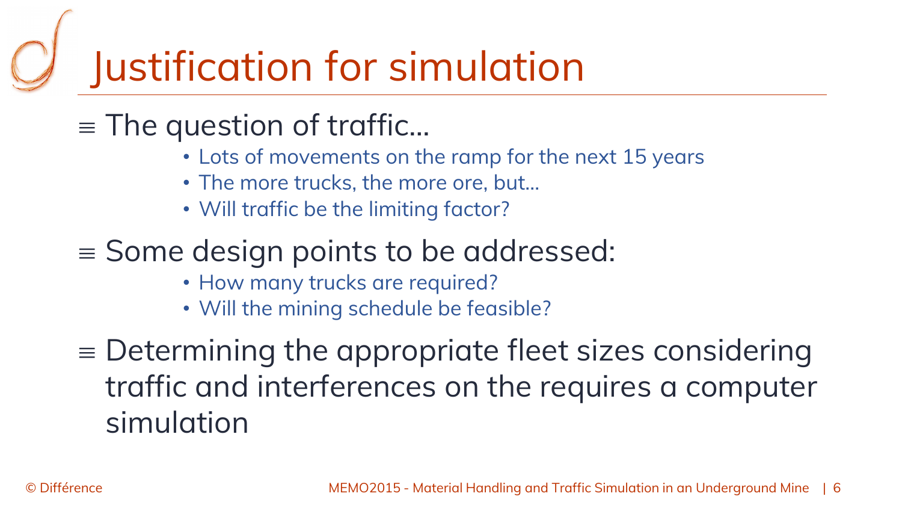# Justification for simulation

≡ The question of traffic…

- Lots of movements on the ramp for the next 15 years
- The more trucks, the more ore, but…
- Will traffic be the limiting factor?

≡ Some design points to be addressed:

- How many trucks are required?
- Will the mining schedule be feasible?

≡ Determining the appropriate fleet sizes considering traffic and interferences on the requires a computer simulation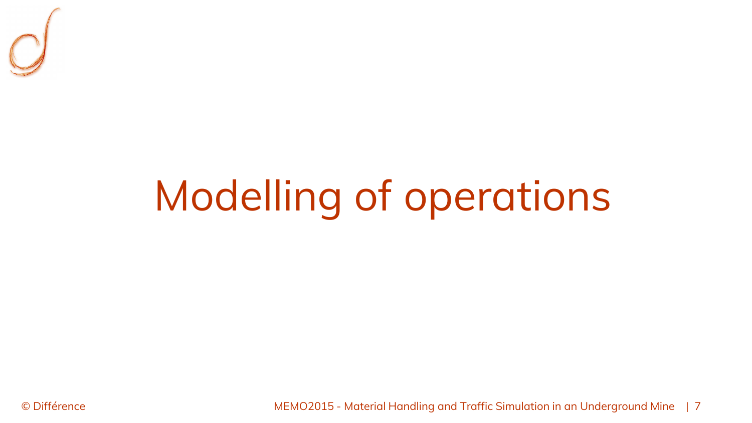# Modelling of operations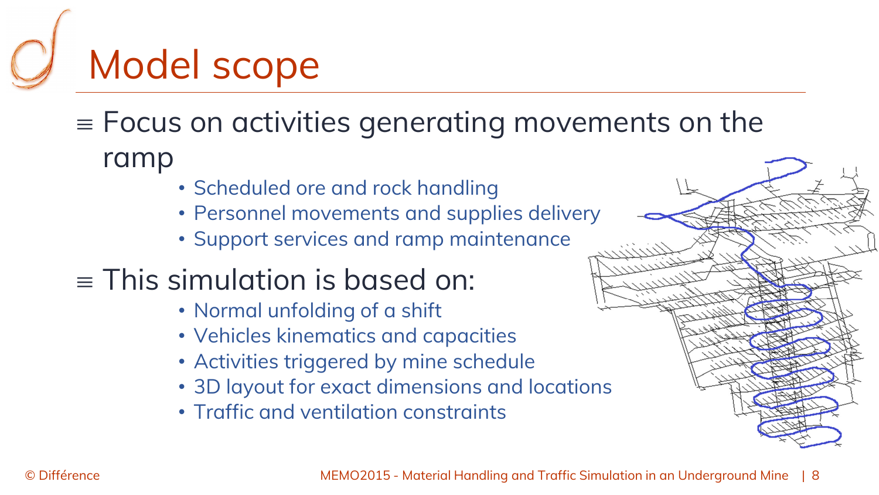# Model scope

- Focus on activities generating movements on the ramp
  - Scheduled ore and rock handling
  - Personnel movements and supplies delivery
  - Support services and ramp maintenance
- This simulation is based on:
  - Normal unfolding of a shift
  - Vehicles kinematics and capacities
  - Activities triggered by mine schedule
  - 3D layout for exact dimensions and locations
  - Traffic and ventilation constraints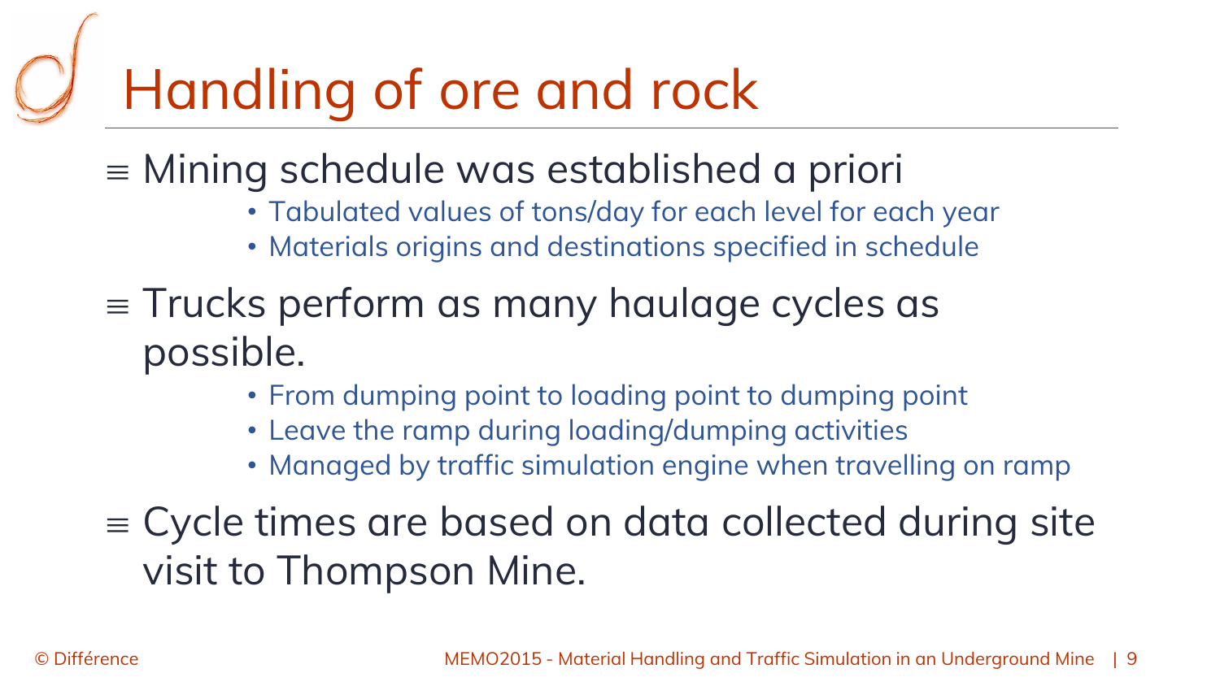# Handling of ore and rock

- Mining schedule was established a priori
  - Tabulated values of tons/day for each level for each year
  - Materials origins and destinations specified in schedule
- Trucks perform as many haulage cycles as possible.
  - From dumping point to loading point to dumping point
  - Leave the ramp during loading/dumping activities
  - Managed by traffic simulation engine when travelling on ramp
- Cycle times are based on data collected during site visit to Thompson Mine.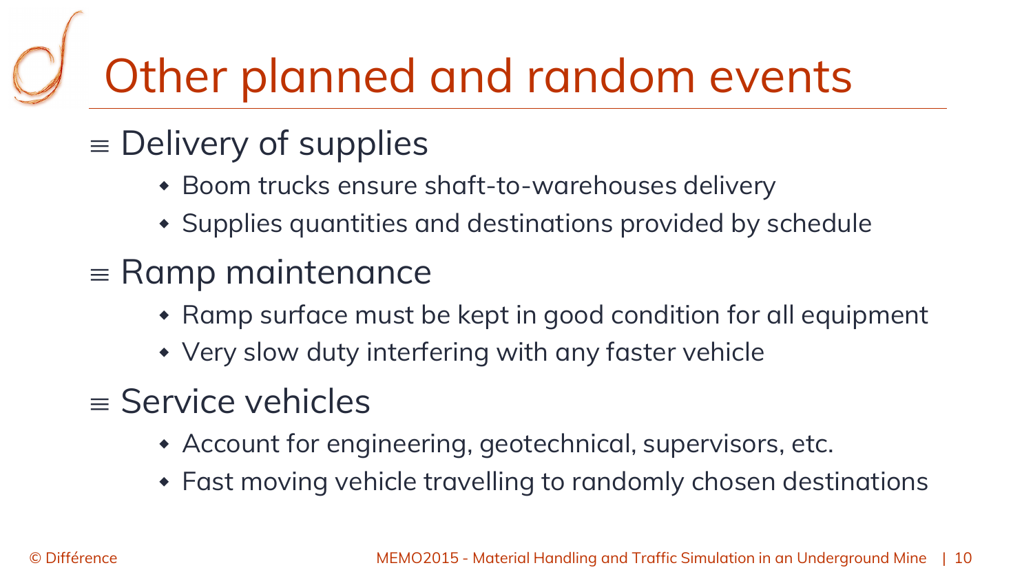# Other planned and random events

- Delivery of supplies
  - Boom trucks ensure shaft-to-warehouses delivery
  - Supplies quantities and destinations provided by schedule
- Ramp maintenance
  - Ramp surface must be kept in good condition for all equipment
  - Very slow duty interfering with any faster vehicle
- Service vehicles
  - Account for engineering, geotechnical, supervisors, etc.
  - Fast moving vehicle travelling to randomly chosen destinations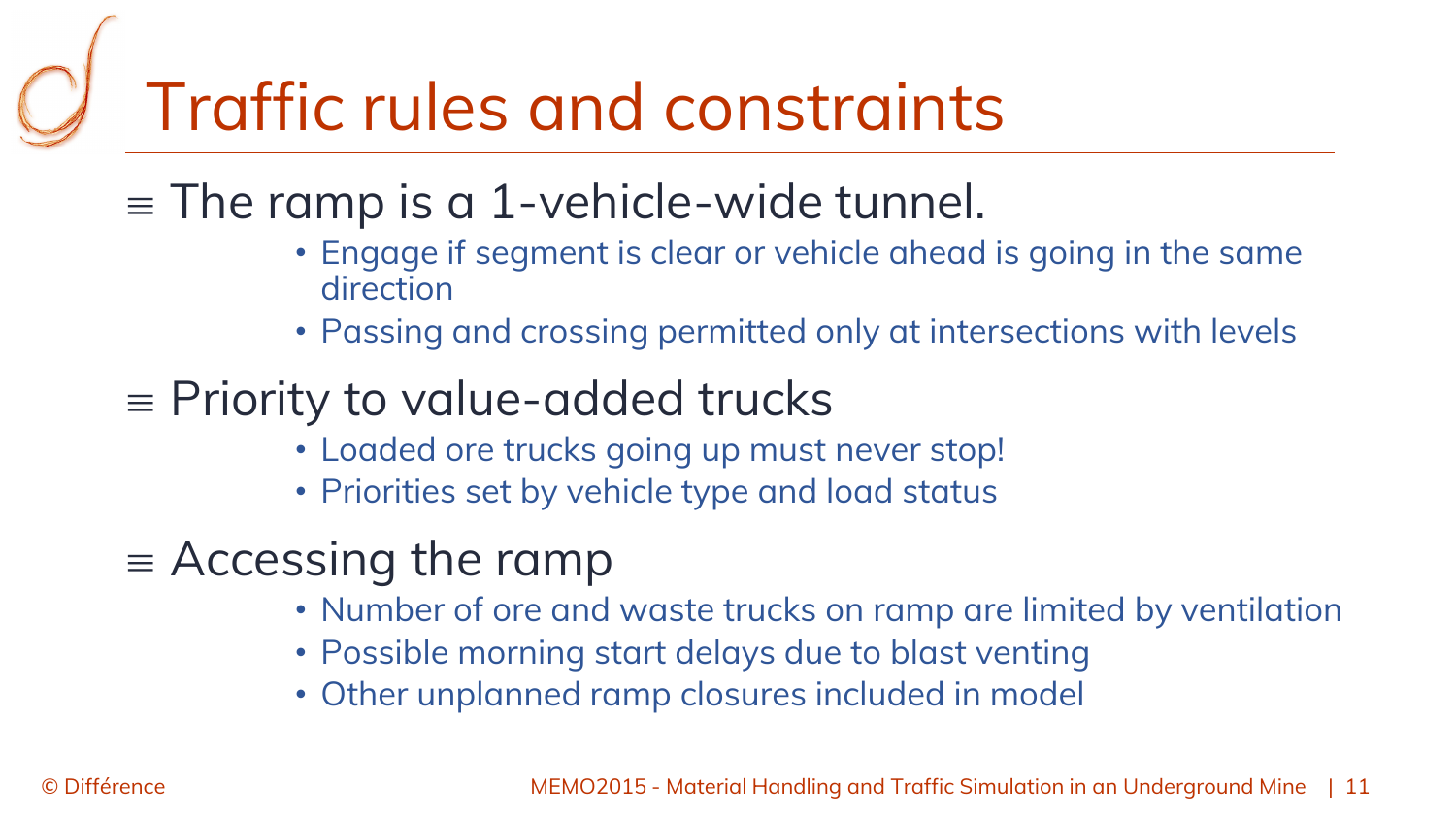# Traffic rules and constraints

- The ramp is a 1-vehicle-wide tunnel.
  - Engage if segment is clear or vehicle ahead is going in the same direction
  - Passing and crossing permitted only at intersections with levels
- Priority to value-added trucks
  - Loaded ore trucks going up must never stop!
  - Priorities set by vehicle type and load status
- Accessing the ramp
  - Number of ore and waste trucks on ramp are limited by ventilation
  - Possible morning start delays due to blast venting
  - Other unplanned ramp closures included in model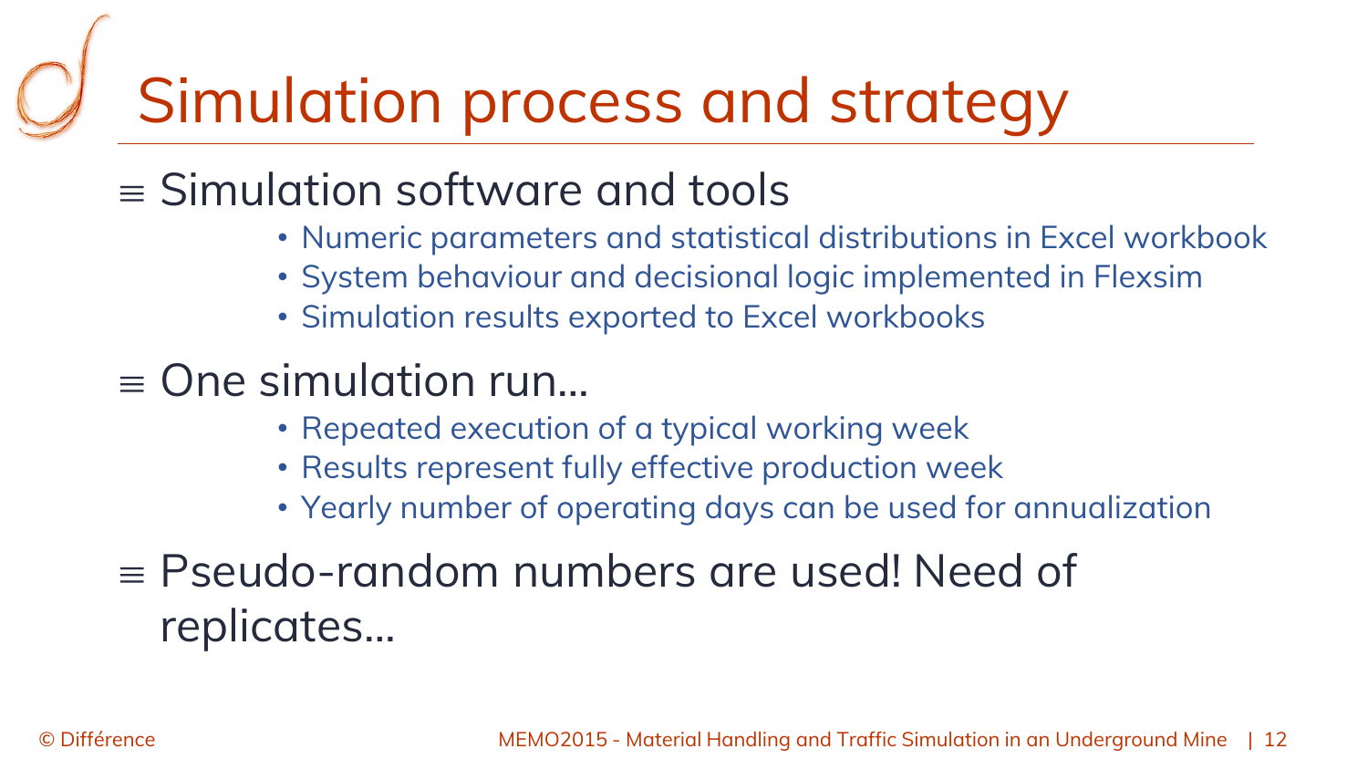# Simulation process and strategy

≡ Simulation software and tools

- Numeric parameters and statistical distributions in Excel workbook
- System behaviour and decisional logic implemented in Flexsim
- Simulation results exported to Excel workbooks

≡ One simulation run…

- Repeated execution of a typical working week
- Results represent fully effective production week
- Yearly number of operating days can be used for annualization

≡ Pseudo-random numbers are used! Need of replicates…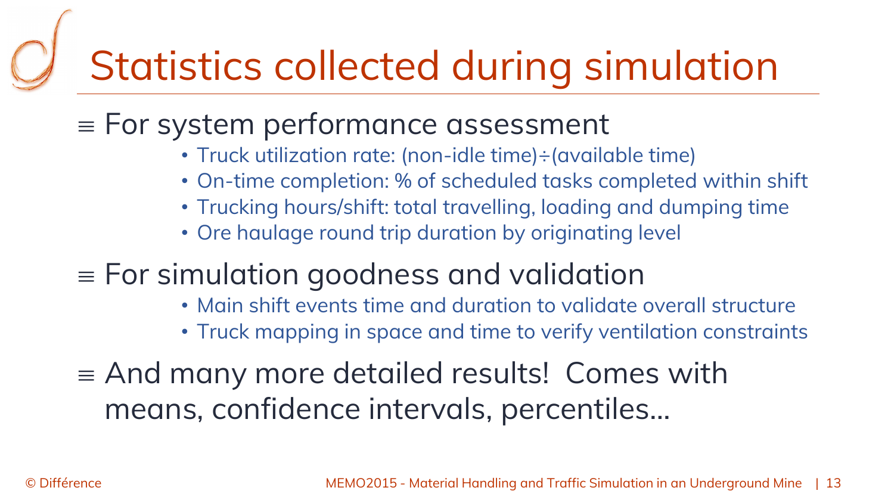# Statistics collected during simulation

- For system performance assessment
  - Truck utilization rate: (non-idle time)÷(available time)
  - On-time completion: % of scheduled tasks completed within shift
  - Trucking hours/shift: total travelling, loading and dumping time
  - Ore haulage round trip duration by originating level
- For simulation goodness and validation
  - Main shift events time and duration to validate overall structure
  - Truck mapping in space and time to verify ventilation constraints
- And many more detailed results! Comes with means, confidence intervals, percentiles…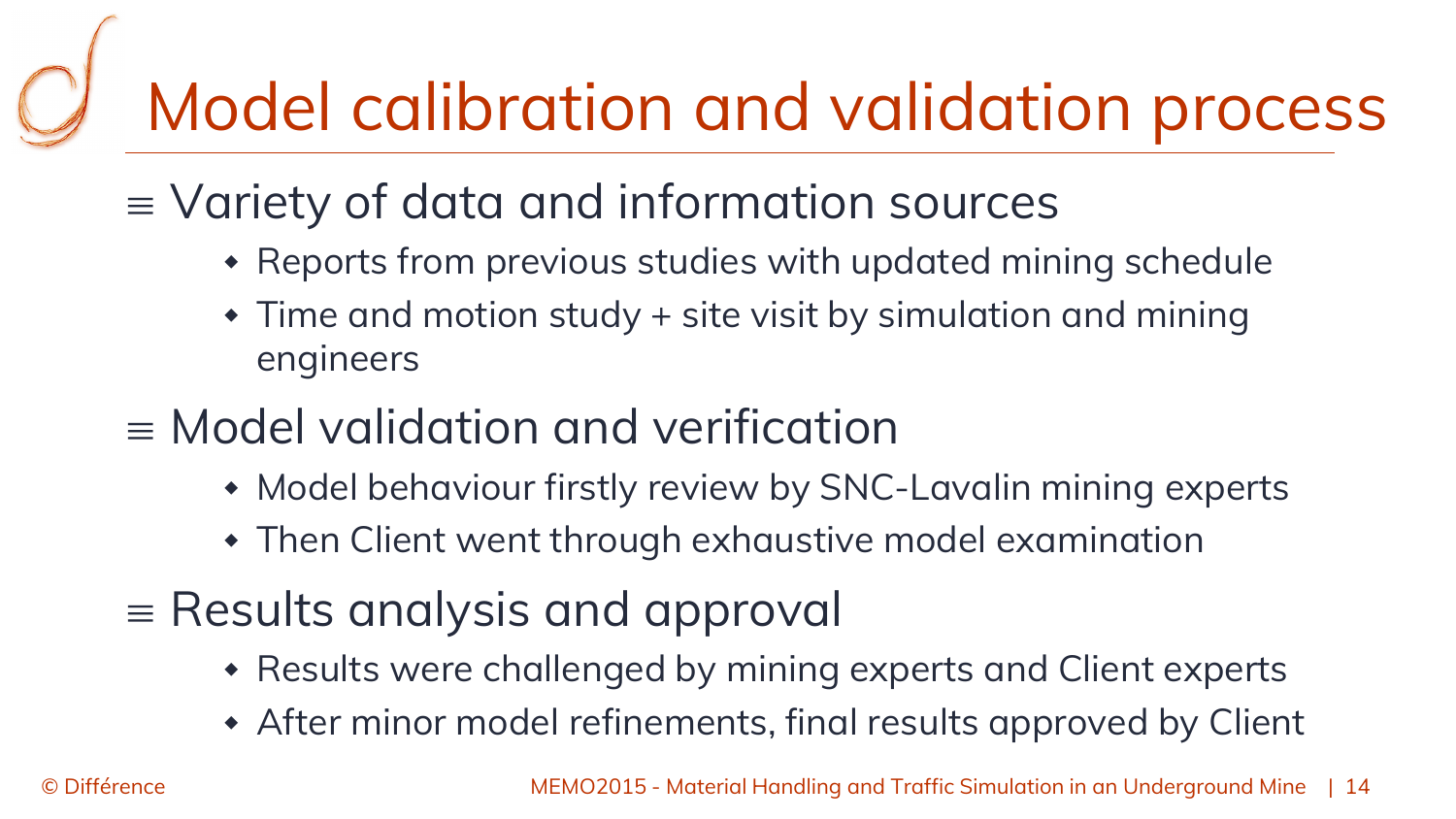# Model calibration and validation process

- Variety of data and information sources
  - Reports from previous studies with updated mining schedule
  - Time and motion study + site visit by simulation and mining engineers
- Model validation and verification
  - Model behaviour firstly review by SNC-Lavalin mining experts
  - Then Client went through exhaustive model examination
- Results analysis and approval
  - Results were challenged by mining experts and Client experts
  - After minor model refinements, final results approved by Client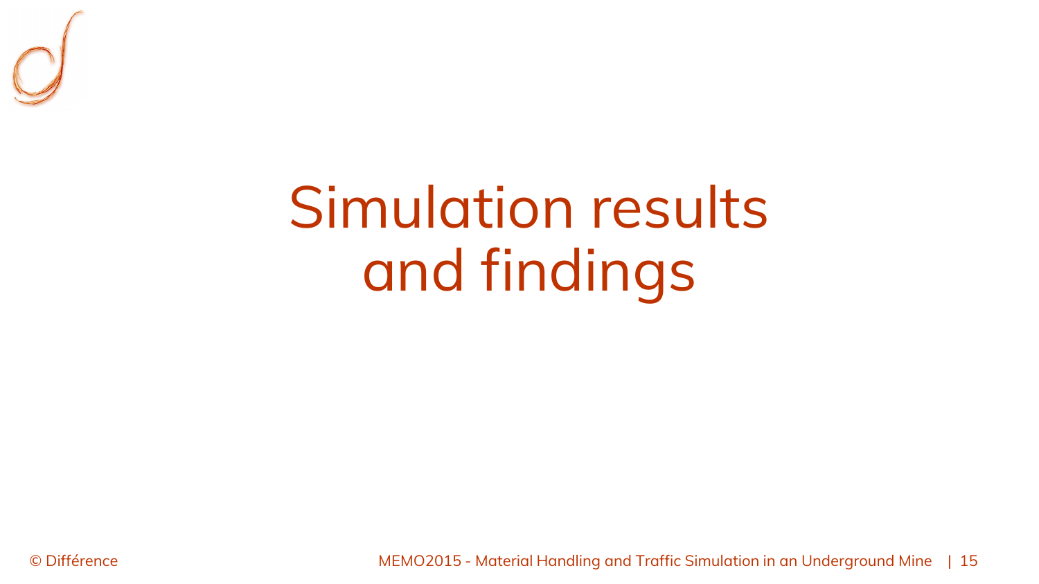# Simulation results and findings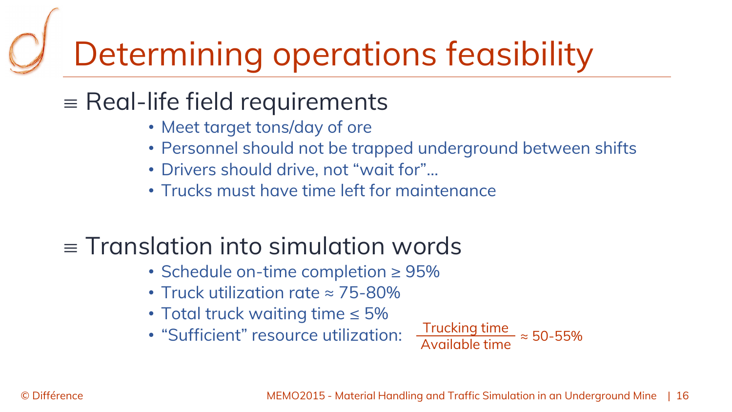# Determining operations feasibility

## Real-life field requirements

- Meet target tons/day of ore
- Personnel should not be trapped underground between shifts
- Drivers should drive, not "wait for"...
- Trucks must have time left for maintenance

## Translation into simulation words

- Schedule on-time completion ≥ 95%
- Truck utilization rate ≈ 75-80%
- Total truck waiting time ≤ 5%
- "Sufficient" resource utilization: $\frac{\text{Trucking time}}{\text{Available time}} \approx 50\text{-}55\%$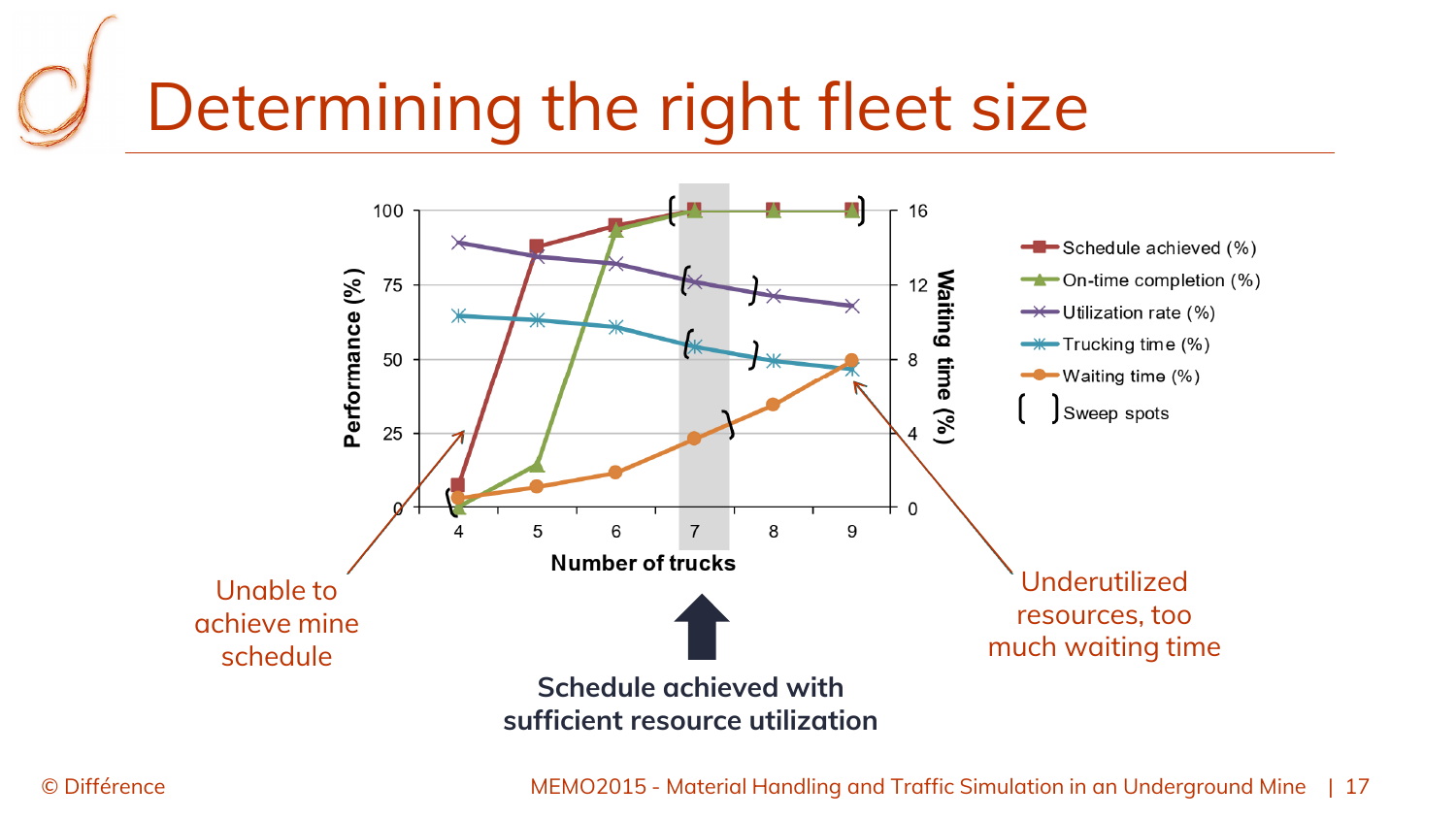# Determining the right fleet size

| Number of trucks | 4 | 5 | 6 | 7 | 8 | 9 |
|---|---|---|---|---|---|---|

Performance (%) | Waiting time (%)

- Schedule achieved (%)
- On-time completion (%)
- Utilization rate (%)
- Trucking time (%)
- Waiting time (%)
- [ ] Sweep spots

Unable to achieve mine schedule

Schedule achieved with sufficient resource utilization

Underutilized resources, too much waiting time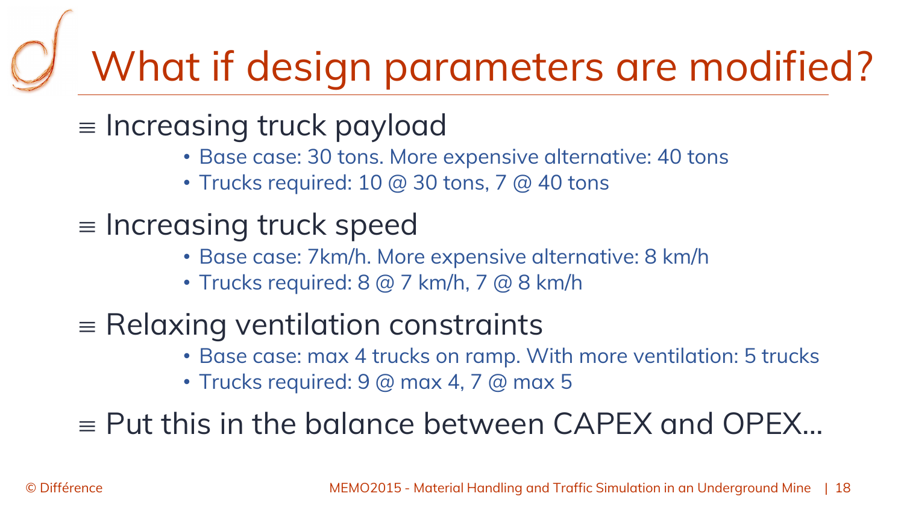# What if design parameters are modified?

- Increasing truck payload
  - Base case: 30 tons. More expensive alternative: 40 tons
  - Trucks required: 10 @ 30 tons, 7 @ 40 tons
- Increasing truck speed
  - Base case: 7km/h. More expensive alternative: 8 km/h
  - Trucks required: 8 @ 7 km/h, 7 @ 8 km/h
- Relaxing ventilation constraints
  - Base case: max 4 trucks on ramp. With more ventilation: 5 trucks
  - Trucks required: 9 @ max 4, 7 @ max 5
- Put this in the balance between CAPEX and OPEX…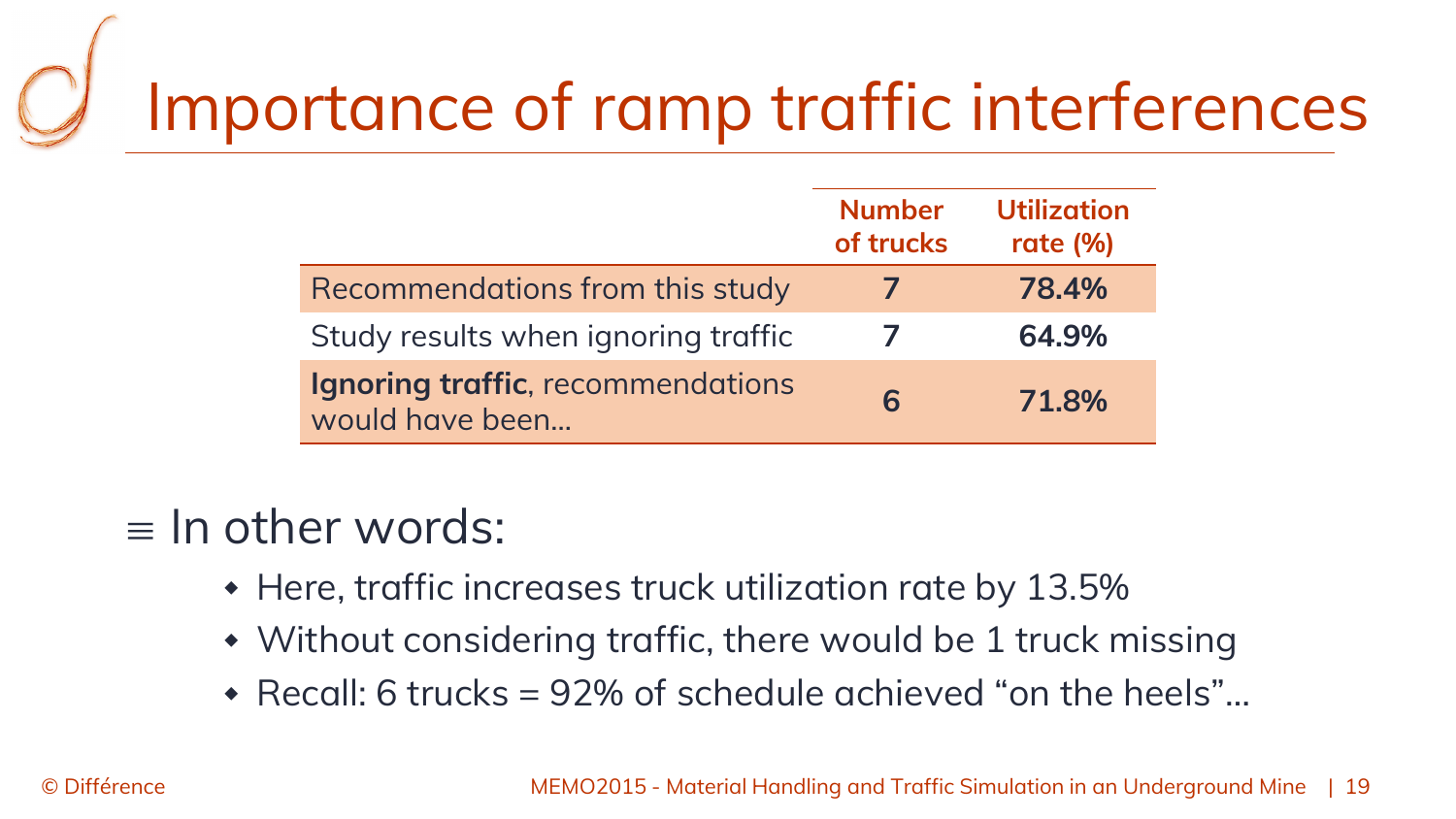# Importance of ramp traffic interferences

| | Number of trucks | Utilization rate (%) |
|---|---|---|
| Recommendations from this study | **7** | **78.4%** |
| Study results when ignoring traffic | **7** | **64.9%** |
| **Ignoring traffic**, recommendations would have been… | **6** | **71.8%** |

≡ In other words:

- Here, traffic increases truck utilization rate by 13.5%
- Without considering traffic, there would be 1 truck missing
- Recall: 6 trucks = 92% of schedule achieved “on the heels”…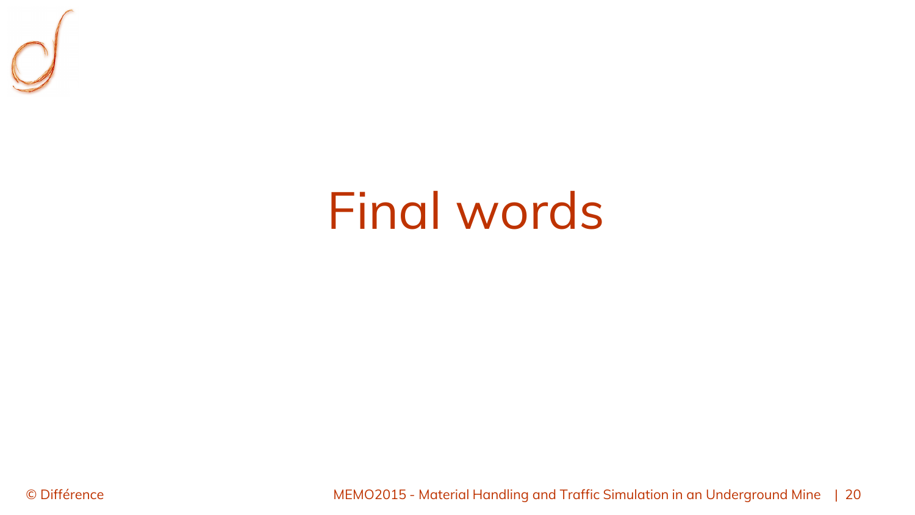# Final words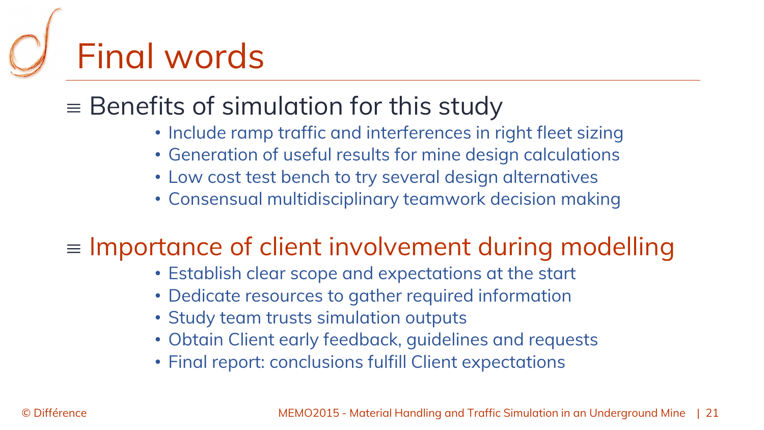# Final words

## ≡ Benefits of simulation for this study

- Include ramp traffic and interferences in right fleet sizing
- Generation of useful results for mine design calculations
- Low cost test bench to try several design alternatives
- Consensual multidisciplinary teamwork decision making

## ≡ Importance of client involvement during modelling

- Establish clear scope and expectations at the start
- Dedicate resources to gather required information
- Study team trusts simulation outputs
- Obtain Client early feedback, guidelines and requests
- Final report: conclusions fulfill Client expectations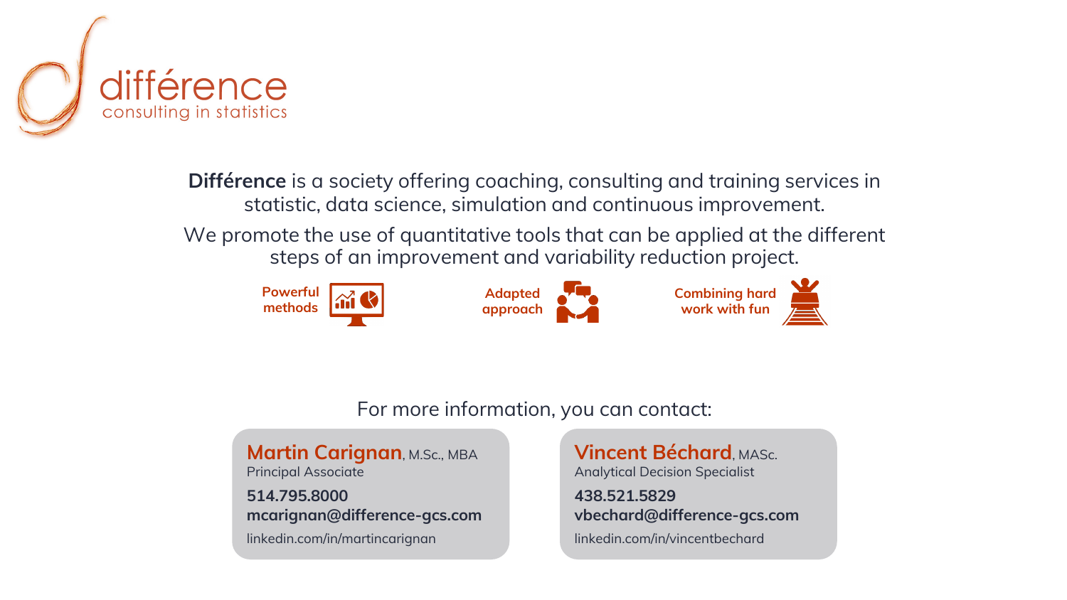différence

consulting in statistics

**Différence** is a society offering coaching, consulting and training services in statistic, data science, simulation and continuous improvement.

We promote the use of quantitative tools that can be applied at the different steps of an improvement and variability reduction project.

**Powerful methods** **Adapted approach** **Combining hard work with fun**

For more information, you can contact:

**Martin Carignan**, M.Sc., MBA
Principal Associate
**514.795.8000**
**mcarignan@difference-gcs.com**
linkedin.com/in/martincarignan

**Vincent Béchard**, MASc.
Analytical Decision Specialist
**438.521.5829**
**vbechard@difference-gcs.com**
linkedin.com/in/vincentbechard